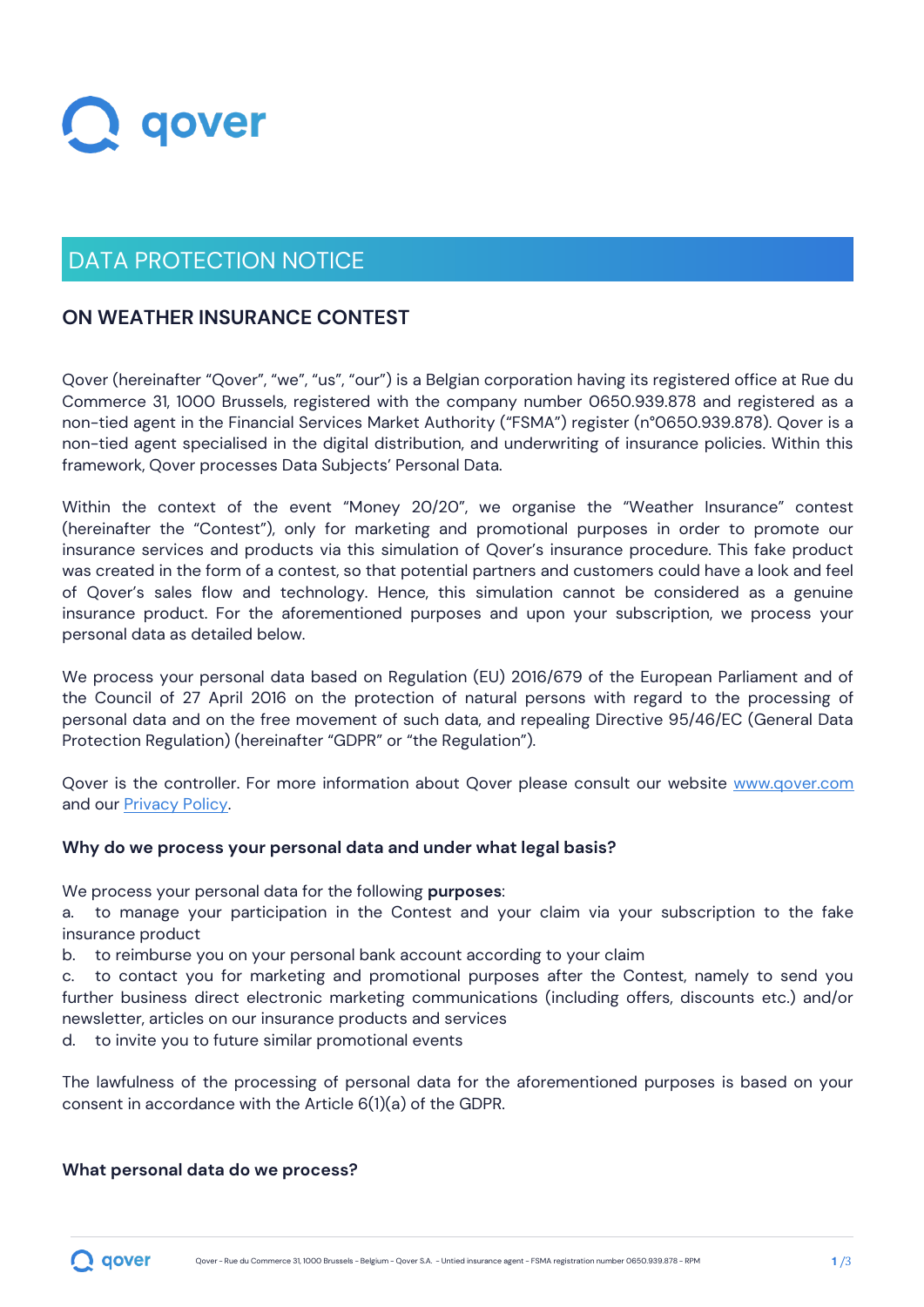qover

# DATA PROTECTION NOTICE

## ON WEATHER INSURANCE CONTEST

Qover (hereinafter "Qover", "we", "us", "our") is a Belgian corporation having its registered office at Rue du Commerce 31, 1000 Brussels, registered with the company number 0650.939.878 and registered as a non-tied agent in the Financial Services Market Authority ("FSMA") register (n°0650.939.878). Qover is a non-tied agent specialised in the digital distribution, and underwriting of insurance policies. Within this framework, Qover processes Data Subjects' Personal Data.

Within the context of the event "Money 20/20", we organise the "Weather Insurance" contest (hereinafter the "Contest"), only for marketing and promotional purposes in order to promote our insurance services and products via this simulation of Qover's insurance procedure. This fake product was created in the form of a contest, so that potential partners and customers could have a look and feel of Qover's sales flow and technology. Hence, this simulation cannot be considered as a genuine insurance product. For the aforementioned purposes and upon your subscription, we process your personal data as detailed below.

We process your personal data based on Regulation (EU) 2016/679 of the European Parliament and of the Council of 27 April 2016 on the protection of natural persons with regard to the processing of personal data and on the free movement of such data, and repealing Directive 95/46/EC (General Data Protection Regulation) (hereinafter "GDPR" or "the Regulation").

Qover is the controller. For more information about Qover please consult our website [www.qover.com](www.qover.com) and our Privacy Policy.

### Why do we process your personal data and under what legal basis?

We process your personal data for the following **purposes**:

a. to manage your participation in the Contest and your claim via your subscription to the fake insurance product
b. to reimburse you on your personal bank account according to your claim
c. to contact you for marketing and promotional purposes after the Contest, namely to send you further business direct electronic marketing communications (including offers, discounts etc.) and/or newsletter, articles on our insurance products and services
d. to invite you to future similar promotional events

The lawfulness of the processing of personal data for the aforementioned purposes is based on your consent in accordance with the Article 6(1)(a) of the GDPR.

### What personal data do we process?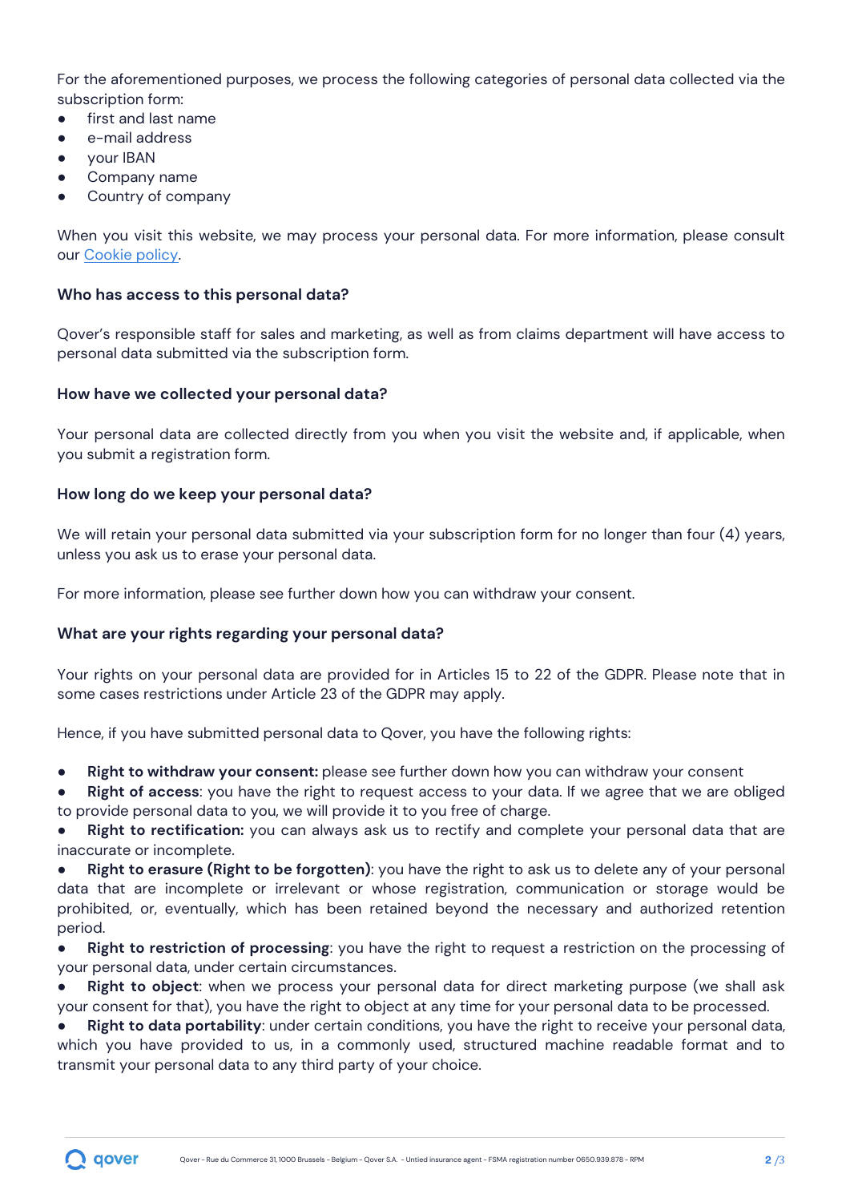For the aforementioned purposes, we process the following categories of personal data collected via the subscription form:

- first and last name
- e-mail address
- your IBAN
- Company name
- Country of company

When you visit this website, we may process your personal data. For more information, please consult our [Cookie policy](Cookie policy).

**Who has access to this personal data?**

Qover's responsible staff for sales and marketing, as well as from claims department will have access to personal data submitted via the subscription form.

**How have we collected your personal data?**

Your personal data are collected directly from you when you visit the website and, if applicable, when you submit a registration form.

**How long do we keep your personal data?**

We will retain your personal data submitted via your subscription form for no longer than four (4) years, unless you ask us to erase your personal data.

For more information, please see further down how you can withdraw your consent.

**What are your rights regarding your personal data?**

Your rights on your personal data are provided for in Articles 15 to 22 of the GDPR. Please note that in some cases restrictions under Article 23 of the GDPR may apply.

Hence, if you have submitted personal data to Qover, you have the following rights:

- **Right to withdraw your consent:** please see further down how you can withdraw your consent
- **Right of access**: you have the right to request access to your data. If we agree that we are obliged to provide personal data to you, we will provide it to you free of charge.
- **Right to rectification:** you can always ask us to rectify and complete your personal data that are inaccurate or incomplete.
- **Right to erasure (Right to be forgotten)**: you have the right to ask us to delete any of your personal data that are incomplete or irrelevant or whose registration, communication or storage would be prohibited, or, eventually, which has been retained beyond the necessary and authorized retention period.
- **Right to restriction of processing**: you have the right to request a restriction on the processing of your personal data, under certain circumstances.
- **Right to object**: when we process your personal data for direct marketing purpose (we shall ask your consent for that), you have the right to object at any time for your personal data to be processed.
- **Right to data portability**: under certain conditions, you have the right to receive your personal data, which you have provided to us, in a commonly used, structured machine readable format and to transmit your personal data to any third party of your choice.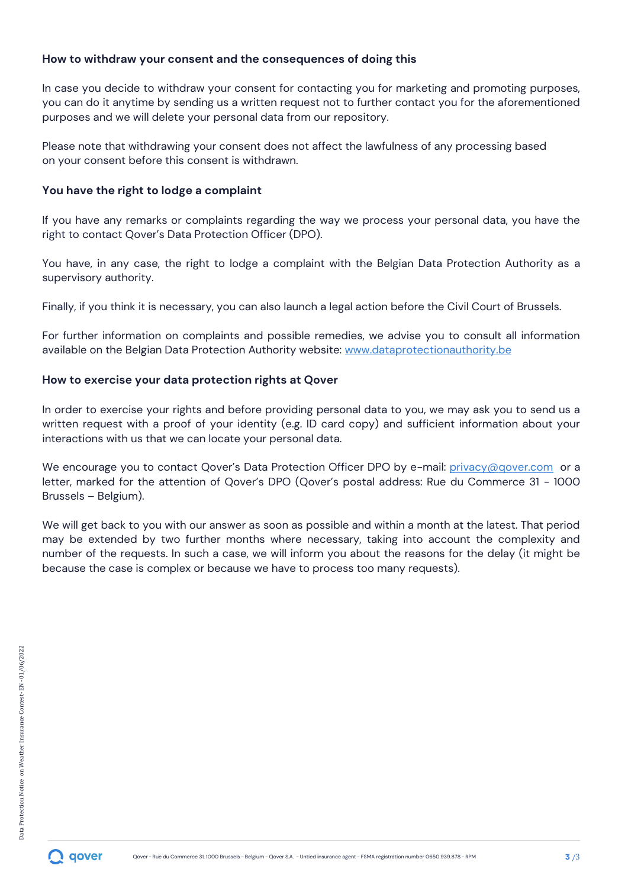### How to withdraw your consent and the consequences of doing this

In case you decide to withdraw your consent for contacting you for marketing and promoting purposes, you can do it anytime by sending us a written request not to further contact you for the aforementioned purposes and we will delete your personal data from our repository.

Please note that withdrawing your consent does not affect the lawfulness of any processing based on your consent before this consent is withdrawn.

### You have the right to lodge a complaint

If you have any remarks or complaints regarding the way we process your personal data, you have the right to contact Qover's Data Protection Officer (DPO).

You have, in any case, the right to lodge a complaint with the Belgian Data Protection Authority as a supervisory authority.

Finally, if you think it is necessary, you can also launch a legal action before the Civil Court of Brussels.

For further information on complaints and possible remedies, we advise you to consult all information available on the Belgian Data Protection Authority website: www.dataprotectionauthority.be

### How to exercise your data protection rights at Qover

In order to exercise your rights and before providing personal data to you, we may ask you to send us a written request with a proof of your identity (e.g. ID card copy) and sufficient information about your interactions with us that we can locate your personal data.

We encourage you to contact Qover's Data Protection Officer DPO by e-mail: privacy@qover.com or a letter, marked for the attention of Qover's DPO (Qover's postal address: Rue du Commerce 31 - 1000 Brussels – Belgium).

We will get back to you with our answer as soon as possible and within a month at the latest. That period may be extended by two further months where necessary, taking into account the complexity and number of the requests. In such a case, we will inform you about the reasons for the delay (it might be because the case is complex or because we have to process too many requests).